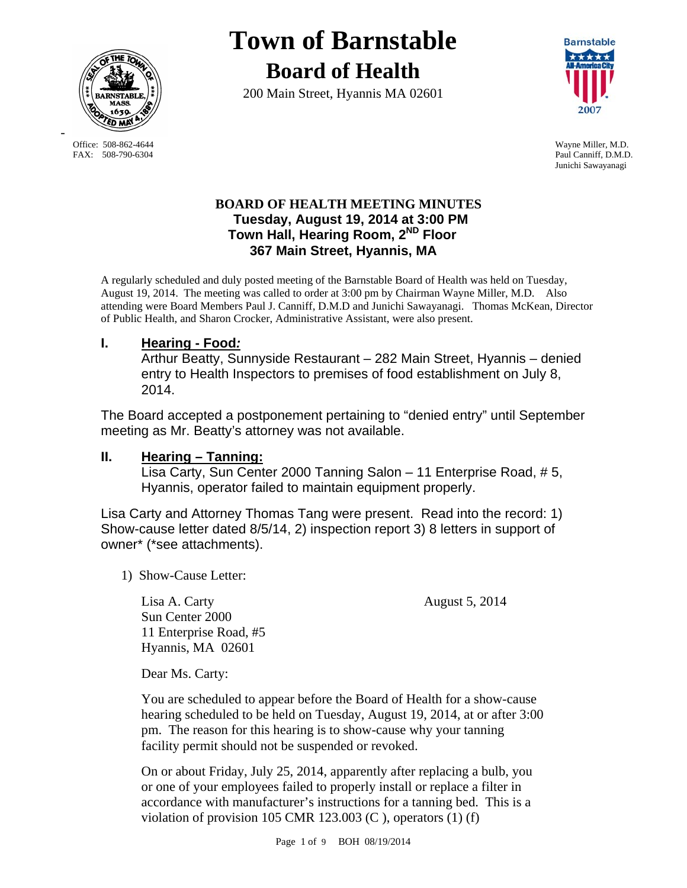# Town of Barnstable

## Board of Health

200 Main Street, Hyannis MA 02601

Office: 508-862-4644
FAX: 508-790-6304

Wayne Miller, M.D.
Paul Canniff, D.M.D.
Junichi Sawayanagi

**BOARD OF HEALTH MEETING MINUTES**
**Tuesday, August 19, 2014 at 3:00 PM**
**Town Hall, Hearing Room, 2ND Floor**
**367 Main Street, Hyannis, MA**

A regularly scheduled and duly posted meeting of the Barnstable Board of Health was held on Tuesday, August 19, 2014. The meeting was called to order at 3:00 pm by Chairman Wayne Miller, M.D. Also attending were Board Members Paul J. Canniff, D.M.D and Junichi Sawayanagi. Thomas McKean, Director of Public Health, and Sharon Crocker, Administrative Assistant, were also present.

## I. Hearing - Food*:*

Arthur Beatty, Sunnyside Restaurant – 282 Main Street, Hyannis – denied entry to Health Inspectors to premises of food establishment on July 8, 2014.

The Board accepted a postponement pertaining to "denied entry" until September meeting as Mr. Beatty's attorney was not available.

## II. Hearing – Tanning:

Lisa Carty, Sun Center 2000 Tanning Salon – 11 Enterprise Road, # 5, Hyannis, operator failed to maintain equipment properly.

Lisa Carty and Attorney Thomas Tang were present. Read into the record: 1) Show-cause letter dated 8/5/14, 2) inspection report 3) 8 letters in support of owner* (*see attachments).

1) Show-Cause Letter:

Lisa A. Carty
Sun Center 2000
11 Enterprise Road, #5
Hyannis, MA 02601

August 5, 2014

Dear Ms. Carty:

You are scheduled to appear before the Board of Health for a show-cause hearing scheduled to be held on Tuesday, August 19, 2014, at or after 3:00 pm. The reason for this hearing is to show-cause why your tanning facility permit should not be suspended or revoked.

On or about Friday, July 25, 2014, apparently after replacing a bulb, you or one of your employees failed to properly install or replace a filter in accordance with manufacturer's instructions for a tanning bed. This is a violation of provision 105 CMR 123.003 (C ), operators (1) (f)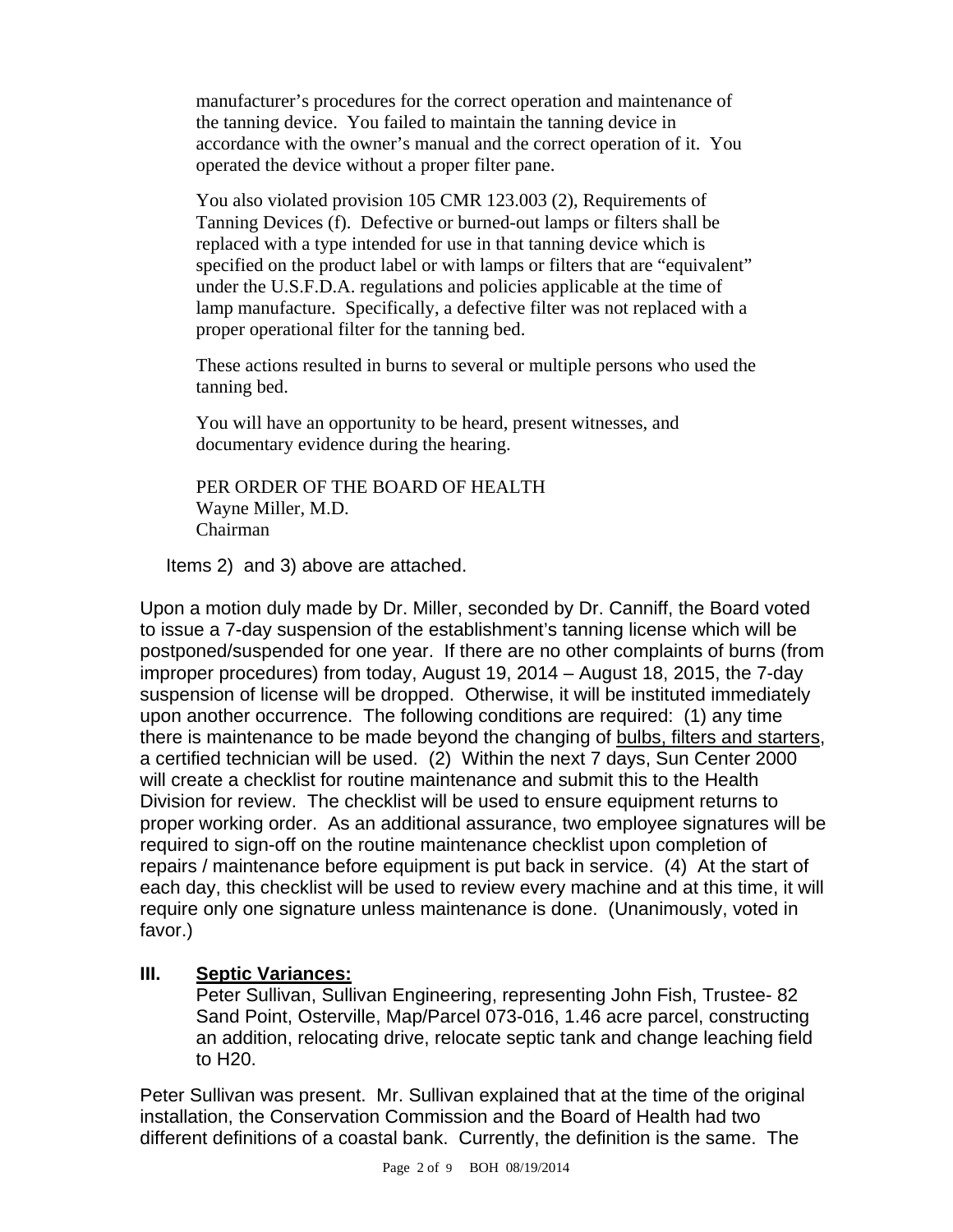manufacturer's procedures for the correct operation and maintenance of the tanning device. You failed to maintain the tanning device in accordance with the owner's manual and the correct operation of it. You operated the device without a proper filter pane.

You also violated provision 105 CMR 123.003 (2), Requirements of Tanning Devices (f). Defective or burned-out lamps or filters shall be replaced with a type intended for use in that tanning device which is specified on the product label or with lamps or filters that are "equivalent" under the U.S.F.D.A. regulations and policies applicable at the time of lamp manufacture. Specifically, a defective filter was not replaced with a proper operational filter for the tanning bed.

These actions resulted in burns to several or multiple persons who used the tanning bed.

You will have an opportunity to be heard, present witnesses, and documentary evidence during the hearing.

PER ORDER OF THE BOARD OF HEALTH
Wayne Miller, M.D.
Chairman

Items 2) and 3) above are attached.

Upon a motion duly made by Dr. Miller, seconded by Dr. Canniff, the Board voted to issue a 7-day suspension of the establishment's tanning license which will be postponed/suspended for one year. If there are no other complaints of burns (from improper procedures) from today, August 19, 2014 – August 18, 2015, the 7-day suspension of license will be dropped. Otherwise, it will be instituted immediately upon another occurrence. The following conditions are required: (1) any time there is maintenance to be made beyond the changing of <u>bulbs, filters and starters</u>, a certified technician will be used. (2) Within the next 7 days, Sun Center 2000 will create a checklist for routine maintenance and submit this to the Health Division for review. The checklist will be used to ensure equipment returns to proper working order. As an additional assurance, two employee signatures will be required to sign-off on the routine maintenance checklist upon completion of repairs / maintenance before equipment is put back in service. (4) At the start of each day, this checklist will be used to review every machine and at this time, it will require only one signature unless maintenance is done. (Unanimously, voted in favor.)

## III. Septic Variances:

Peter Sullivan, Sullivan Engineering, representing John Fish, Trustee- 82 Sand Point, Osterville, Map/Parcel 073-016, 1.46 acre parcel, constructing an addition, relocating drive, relocate septic tank and change leaching field to H20.

Peter Sullivan was present. Mr. Sullivan explained that at the time of the original installation, the Conservation Commission and the Board of Health had two different definitions of a coastal bank. Currently, the definition is the same. The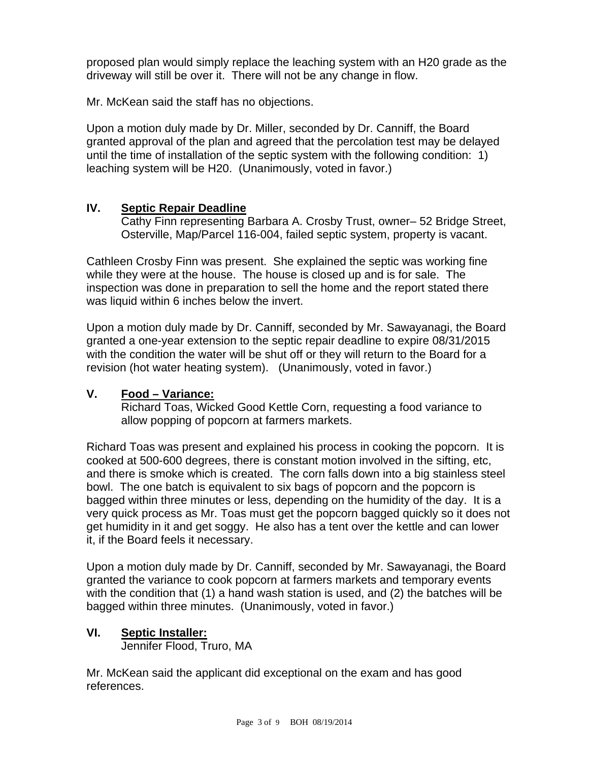proposed plan would simply replace the leaching system with an H20 grade as the driveway will still be over it. There will not be any change in flow.

Mr. McKean said the staff has no objections.

Upon a motion duly made by Dr. Miller, seconded by Dr. Canniff, the Board granted approval of the plan and agreed that the percolation test may be delayed until the time of installation of the septic system with the following condition: 1) leaching system will be H20. (Unanimously, voted in favor.)

## IV. Septic Repair Deadline

Cathy Finn representing Barbara A. Crosby Trust, owner– 52 Bridge Street, Osterville, Map/Parcel 116-004, failed septic system, property is vacant.

Cathleen Crosby Finn was present. She explained the septic was working fine while they were at the house. The house is closed up and is for sale. The inspection was done in preparation to sell the home and the report stated there was liquid within 6 inches below the invert.

Upon a motion duly made by Dr. Canniff, seconded by Mr. Sawayanagi, the Board granted a one-year extension to the septic repair deadline to expire 08/31/2015 with the condition the water will be shut off or they will return to the Board for a revision (hot water heating system). (Unanimously, voted in favor.)

## V. Food – Variance:

Richard Toas, Wicked Good Kettle Corn, requesting a food variance to allow popping of popcorn at farmers markets.

Richard Toas was present and explained his process in cooking the popcorn. It is cooked at 500-600 degrees, there is constant motion involved in the sifting, etc, and there is smoke which is created. The corn falls down into a big stainless steel bowl. The one batch is equivalent to six bags of popcorn and the popcorn is bagged within three minutes or less, depending on the humidity of the day. It is a very quick process as Mr. Toas must get the popcorn bagged quickly so it does not get humidity in it and get soggy. He also has a tent over the kettle and can lower it, if the Board feels it necessary.

Upon a motion duly made by Dr. Canniff, seconded by Mr. Sawayanagi, the Board granted the variance to cook popcorn at farmers markets and temporary events with the condition that (1) a hand wash station is used, and (2) the batches will be bagged within three minutes. (Unanimously, voted in favor.)

## VI. Septic Installer:

Jennifer Flood, Truro, MA

Mr. McKean said the applicant did exceptional on the exam and has good references.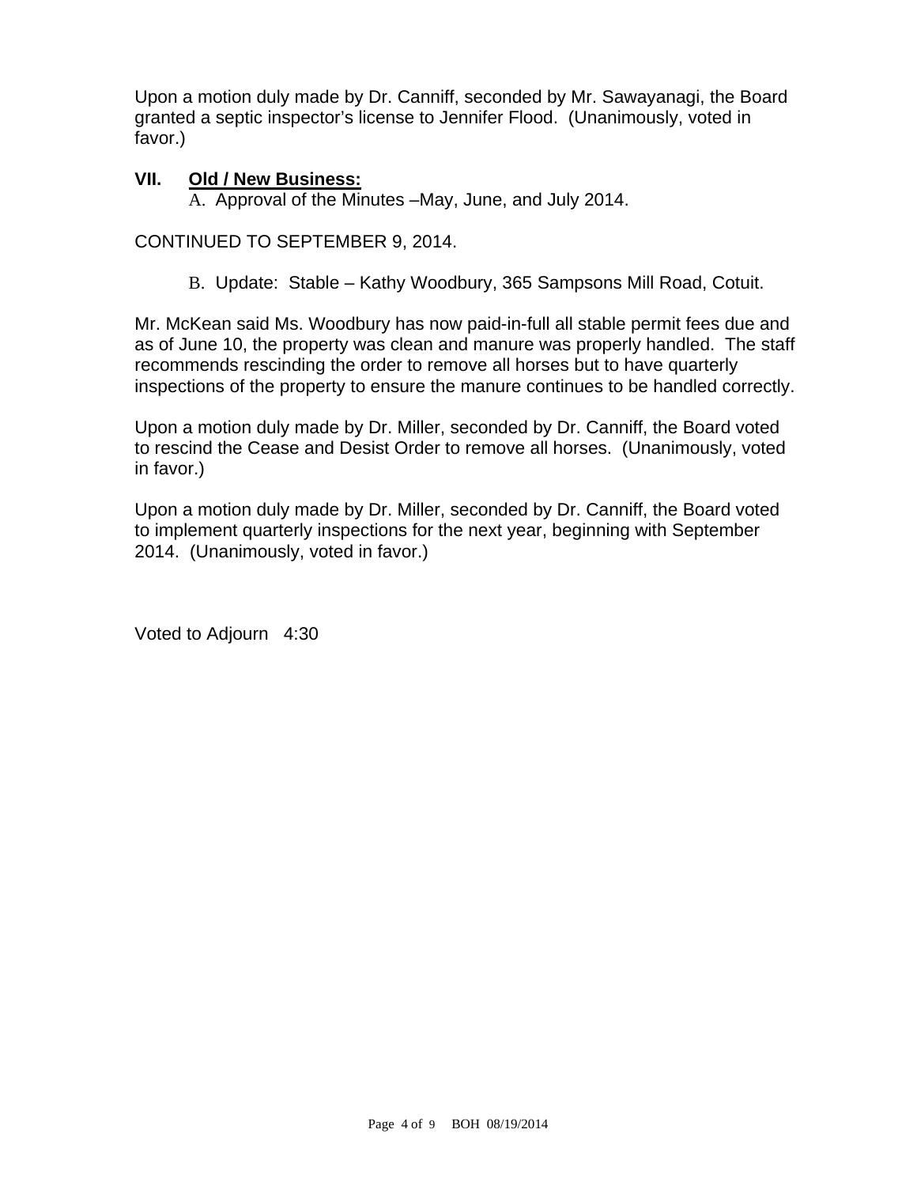Upon a motion duly made by Dr. Canniff, seconded by Mr. Sawayanagi, the Board granted a septic inspector's license to Jennifer Flood. (Unanimously, voted in favor.)

## VII. Old / New Business:

A. Approval of the Minutes –May, June, and July 2014.

CONTINUED TO SEPTEMBER 9, 2014.

B. Update: Stable – Kathy Woodbury, 365 Sampsons Mill Road, Cotuit.

Mr. McKean said Ms. Woodbury has now paid-in-full all stable permit fees due and as of June 10, the property was clean and manure was properly handled. The staff recommends rescinding the order to remove all horses but to have quarterly inspections of the property to ensure the manure continues to be handled correctly.

Upon a motion duly made by Dr. Miller, seconded by Dr. Canniff, the Board voted to rescind the Cease and Desist Order to remove all horses. (Unanimously, voted in favor.)

Upon a motion duly made by Dr. Miller, seconded by Dr. Canniff, the Board voted to implement quarterly inspections for the next year, beginning with September 2014. (Unanimously, voted in favor.)

Voted to Adjourn 4:30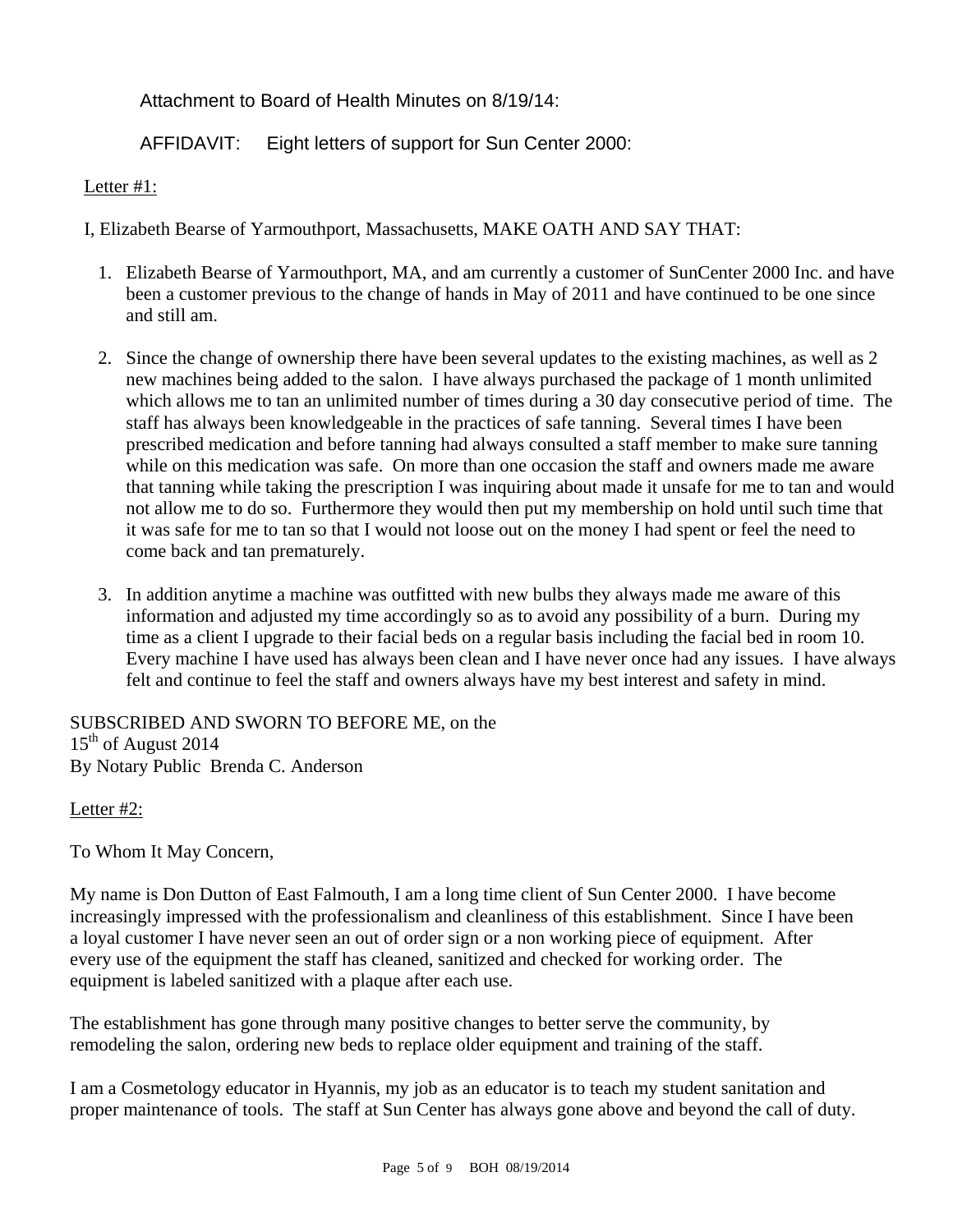Attachment to Board of Health Minutes on 8/19/14:

AFFIDAVIT: Eight letters of support for Sun Center 2000:

Letter #1:

I, Elizabeth Bearse of Yarmouthport, Massachusetts, MAKE OATH AND SAY THAT:

1. Elizabeth Bearse of Yarmouthport, MA, and am currently a customer of SunCenter 2000 Inc. and have been a customer previous to the change of hands in May of 2011 and have continued to be one since and still am.

2. Since the change of ownership there have been several updates to the existing machines, as well as 2 new machines being added to the salon. I have always purchased the package of 1 month unlimited which allows me to tan an unlimited number of times during a 30 day consecutive period of time. The staff has always been knowledgeable in the practices of safe tanning. Several times I have been prescribed medication and before tanning had always consulted a staff member to make sure tanning while on this medication was safe. On more than one occasion the staff and owners made me aware that tanning while taking the prescription I was inquiring about made it unsafe for me to tan and would not allow me to do so. Furthermore they would then put my membership on hold until such time that it was safe for me to tan so that I would not loose out on the money I had spent or feel the need to come back and tan prematurely.

3. In addition anytime a machine was outfitted with new bulbs they always made me aware of this information and adjusted my time accordingly so as to avoid any possibility of a burn. During my time as a client I upgrade to their facial beds on a regular basis including the facial bed in room 10. Every machine I have used has always been clean and I have never once had any issues. I have always felt and continue to feel the staff and owners always have my best interest and safety in mind.

SUBSCRIBED AND SWORN TO BEFORE ME, on the
15th of August 2014
By Notary Public Brenda C. Anderson

Letter #2:

To Whom It May Concern,

My name is Don Dutton of East Falmouth, I am a long time client of Sun Center 2000. I have become increasingly impressed with the professionalism and cleanliness of this establishment. Since I have been a loyal customer I have never seen an out of order sign or a non working piece of equipment. After every use of the equipment the staff has cleaned, sanitized and checked for working order. The equipment is labeled sanitized with a plaque after each use.

The establishment has gone through many positive changes to better serve the community, by remodeling the salon, ordering new beds to replace older equipment and training of the staff.

I am a Cosmetology educator in Hyannis, my job as an educator is to teach my student sanitation and proper maintenance of tools. The staff at Sun Center has always gone above and beyond the call of duty.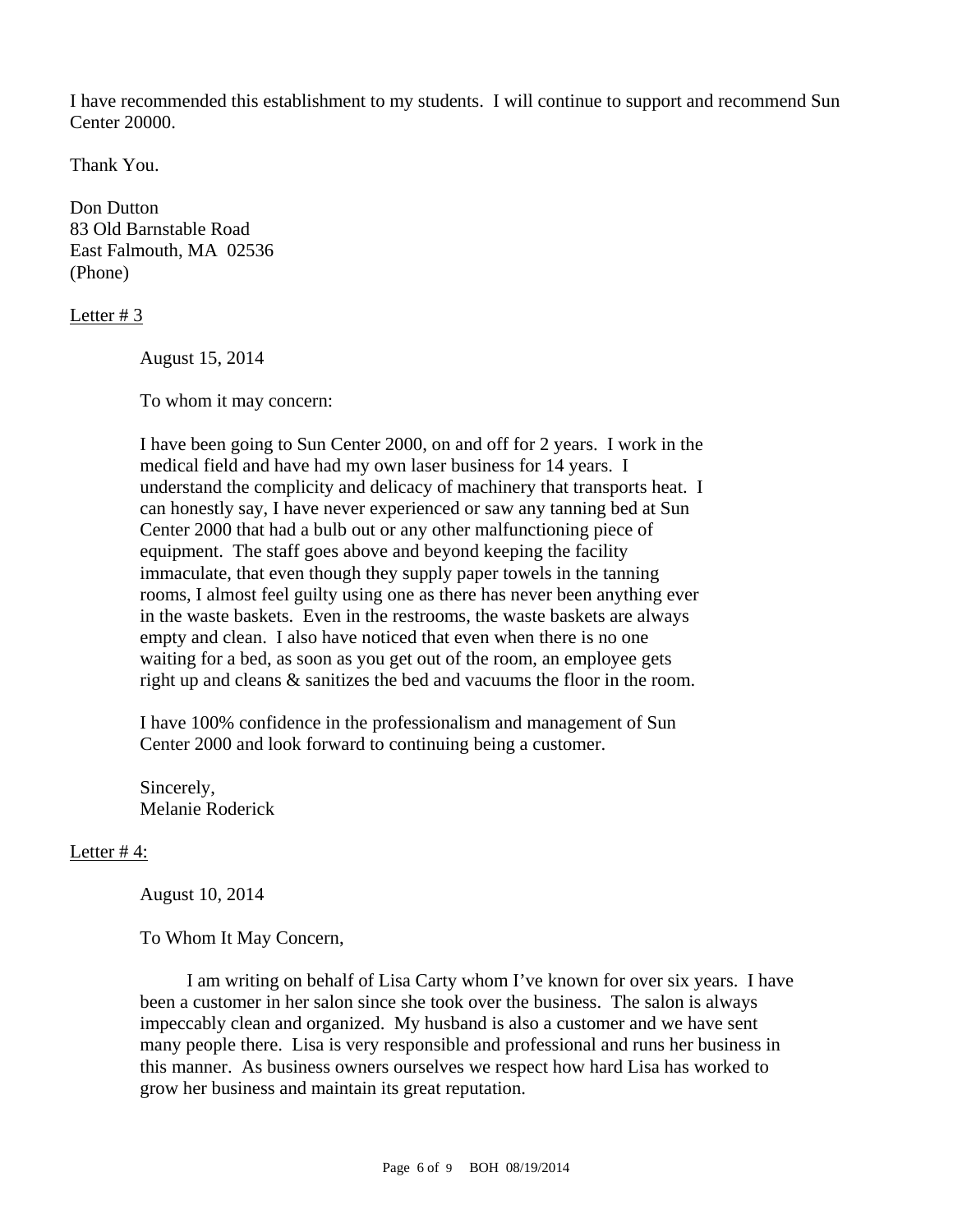I have recommended this establishment to my students. I will continue to support and recommend Sun Center 20000.

Thank You.

Don Dutton
83 Old Barnstable Road
East Falmouth, MA 02536
(Phone)

<u>Letter # 3</u>

August 15, 2014

To whom it may concern:

I have been going to Sun Center 2000, on and off for 2 years. I work in the medical field and have had my own laser business for 14 years. I understand the complicity and delicacy of machinery that transports heat. I can honestly say, I have never experienced or saw any tanning bed at Sun Center 2000 that had a bulb out or any other malfunctioning piece of equipment. The staff goes above and beyond keeping the facility immaculate, that even though they supply paper towels in the tanning rooms, I almost feel guilty using one as there has never been anything ever in the waste baskets. Even in the restrooms, the waste baskets are always empty and clean. I also have noticed that even when there is no one waiting for a bed, as soon as you get out of the room, an employee gets right up and cleans & sanitizes the bed and vacuums the floor in the room.

I have 100% confidence in the professionalism and management of Sun Center 2000 and look forward to continuing being a customer.

Sincerely,
Melanie Roderick

<u>Letter # 4:</u>

August 10, 2014

To Whom It May Concern,

I am writing on behalf of Lisa Carty whom I've known for over six years. I have been a customer in her salon since she took over the business. The salon is always impeccably clean and organized. My husband is also a customer and we have sent many people there. Lisa is very responsible and professional and runs her business in this manner. As business owners ourselves we respect how hard Lisa has worked to grow her business and maintain its great reputation.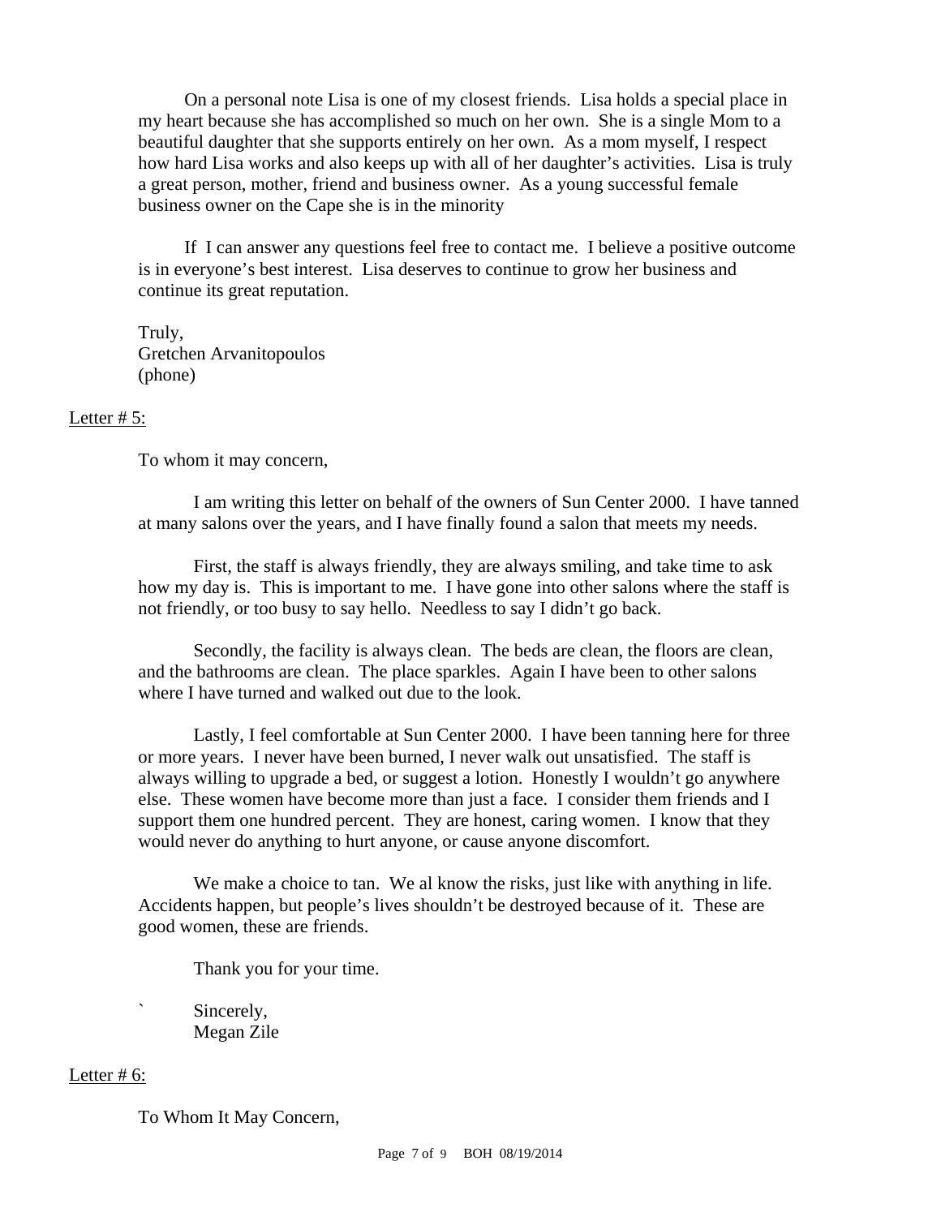On a personal note Lisa is one of my closest friends. Lisa holds a special place in my heart because she has accomplished so much on her own. She is a single Mom to a beautiful daughter that she supports entirely on her own. As a mom myself, I respect how hard Lisa works and also keeps up with all of her daughter's activities. Lisa is truly a great person, mother, friend and business owner. As a young successful female business owner on the Cape she is in the minority

If I can answer any questions feel free to contact me. I believe a positive outcome is in everyone's best interest. Lisa deserves to continue to grow her business and continue its great reputation.

Truly,
Gretchen Arvanitopoulos
(phone)

Letter # 5:

To whom it may concern,

I am writing this letter on behalf of the owners of Sun Center 2000. I have tanned at many salons over the years, and I have finally found a salon that meets my needs.

First, the staff is always friendly, they are always smiling, and take time to ask how my day is. This is important to me. I have gone into other salons where the staff is not friendly, or too busy to say hello. Needless to say I didn't go back.

Secondly, the facility is always clean. The beds are clean, the floors are clean, and the bathrooms are clean. The place sparkles. Again I have been to other salons where I have turned and walked out due to the look.

Lastly, I feel comfortable at Sun Center 2000. I have been tanning here for three or more years. I never have been burned, I never walk out unsatisfied. The staff is always willing to upgrade a bed, or suggest a lotion. Honestly I wouldn't go anywhere else. These women have become more than just a face. I consider them friends and I support them one hundred percent. They are honest, caring women. I know that they would never do anything to hurt anyone, or cause anyone discomfort.

We make a choice to tan. We al know the risks, just like with anything in life. Accidents happen, but people's lives shouldn't be destroyed because of it. These are good women, these are friends.

Thank you for your time.

` Sincerely,
Megan Zile

Letter # 6:

To Whom It May Concern,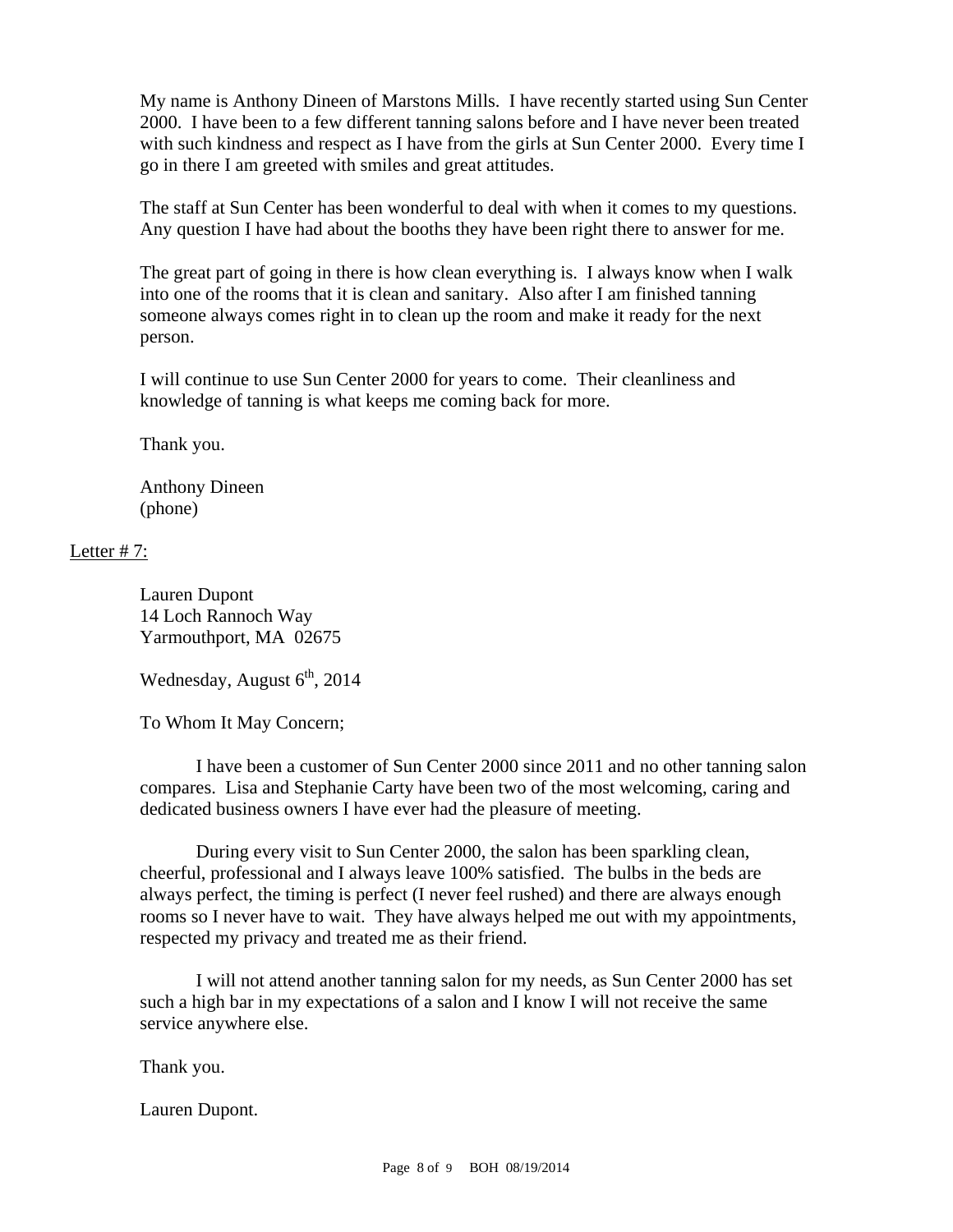My name is Anthony Dineen of Marstons Mills. I have recently started using Sun Center 2000. I have been to a few different tanning salons before and I have never been treated with such kindness and respect as I have from the girls at Sun Center 2000. Every time I go in there I am greeted with smiles and great attitudes.

The staff at Sun Center has been wonderful to deal with when it comes to my questions. Any question I have had about the booths they have been right there to answer for me.

The great part of going in there is how clean everything is. I always know when I walk into one of the rooms that it is clean and sanitary. Also after I am finished tanning someone always comes right in to clean up the room and make it ready for the next person.

I will continue to use Sun Center 2000 for years to come. Their cleanliness and knowledge of tanning is what keeps me coming back for more.

Thank you.

Anthony Dineen
(phone)

<u>Letter # 7:</u>

Lauren Dupont
14 Loch Rannoch Way
Yarmouthport, MA 02675

Wednesday, August 6th, 2014

To Whom It May Concern;

I have been a customer of Sun Center 2000 since 2011 and no other tanning salon compares. Lisa and Stephanie Carty have been two of the most welcoming, caring and dedicated business owners I have ever had the pleasure of meeting.

During every visit to Sun Center 2000, the salon has been sparkling clean, cheerful, professional and I always leave 100% satisfied. The bulbs in the beds are always perfect, the timing is perfect (I never feel rushed) and there are always enough rooms so I never have to wait. They have always helped me out with my appointments, respected my privacy and treated me as their friend.

I will not attend another tanning salon for my needs, as Sun Center 2000 has set such a high bar in my expectations of a salon and I know I will not receive the same service anywhere else.

Thank you.

Lauren Dupont.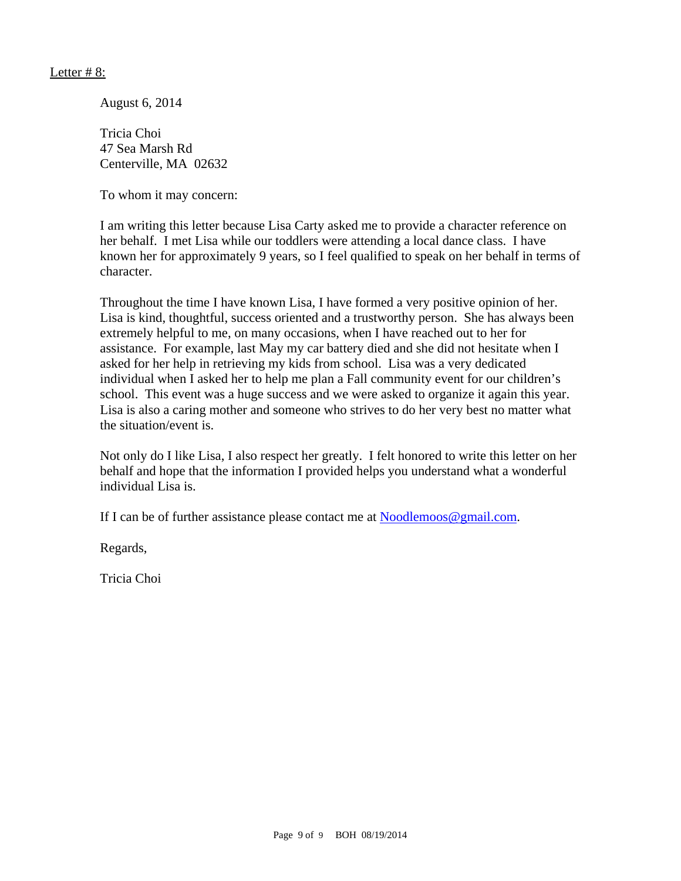<u>Letter # 8:</u>

August 6, 2014

Tricia Choi
47 Sea Marsh Rd
Centerville, MA 02632

To whom it may concern:

I am writing this letter because Lisa Carty asked me to provide a character reference on her behalf. I met Lisa while our toddlers were attending a local dance class. I have known her for approximately 9 years, so I feel qualified to speak on her behalf in terms of character.

Throughout the time I have known Lisa, I have formed a very positive opinion of her. Lisa is kind, thoughtful, success oriented and a trustworthy person. She has always been extremely helpful to me, on many occasions, when I have reached out to her for assistance. For example, last May my car battery died and she did not hesitate when I asked for her help in retrieving my kids from school. Lisa was a very dedicated individual when I asked her to help me plan a Fall community event for our children's school. This event was a huge success and we were asked to organize it again this year. Lisa is also a caring mother and someone who strives to do her very best no matter what the situation/event is.

Not only do I like Lisa, I also respect her greatly. I felt honored to write this letter on her behalf and hope that the information I provided helps you understand what a wonderful individual Lisa is.

If I can be of further assistance please contact me at Noodlemoos@gmail.com.

Regards,

Tricia Choi